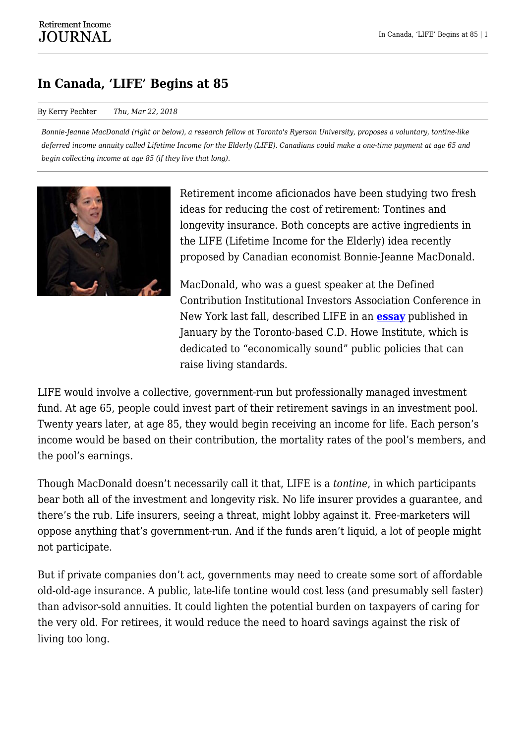# In Canada, 'LIFE' Begins at 85

By Kerry Pechter *Thu, Mar 22, 2018*

*Bonnie-Jeanne MacDonald (right or below), a research fellow at Toronto's Ryerson University, proposes a voluntary, tontine-like deferred income annuity called Lifetime Income for the Elderly (LIFE). Canadians could make a one-time payment at age 65 and begin collecting income at age 85 (if they live that long).*

Retirement income aficionados have been studying two fresh ideas for reducing the cost of retirement: Tontines and longevity insurance. Both concepts are active ingredients in the LIFE (Lifetime Income for the Elderly) idea recently proposed by Canadian economist Bonnie-Jeanne MacDonald.

MacDonald, who was a guest speaker at the Defined Contribution Institutional Investors Association Conference in New York last fall, described LIFE in an **essay** published in January by the Toronto-based C.D. Howe Institute, which is dedicated to "economically sound" public policies that can raise living standards.

LIFE would involve a collective, government-run but professionally managed investment fund. At age 65, people could invest part of their retirement savings in an investment pool. Twenty years later, at age 85, they would begin receiving an income for life. Each person's income would be based on their contribution, the mortality rates of the pool's members, and the pool's earnings.

Though MacDonald doesn't necessarily call it that, LIFE is a *tontine*, in which participants bear both all of the investment and longevity risk. No life insurer provides a guarantee, and there's the rub. Life insurers, seeing a threat, might lobby against it. Free-marketers will oppose anything that's government-run. And if the funds aren't liquid, a lot of people might not participate.

But if private companies don't act, governments may need to create some sort of affordable old-old-age insurance. A public, late-life tontine would cost less (and presumably sell faster) than advisor-sold annuities. It could lighten the potential burden on taxpayers of caring for the very old. For retirees, it would reduce the need to hoard savings against the risk of living too long.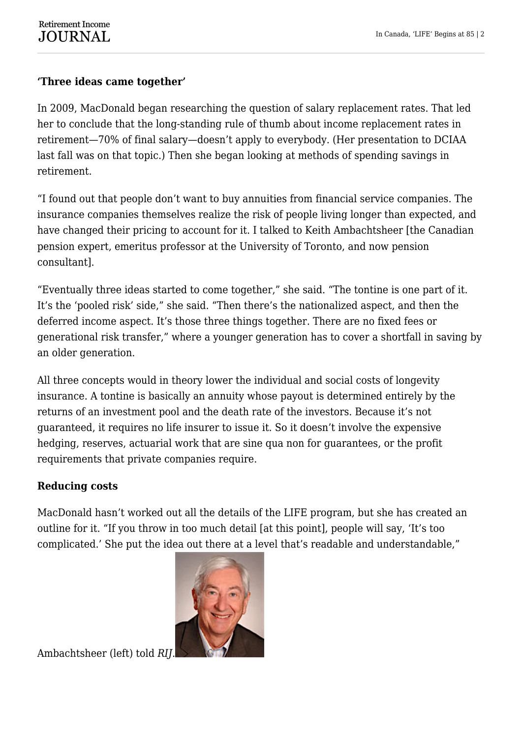**'Three ideas came together'**

In 2009, MacDonald began researching the question of salary replacement rates. That led her to conclude that the long-standing rule of thumb about income replacement rates in retirement—70% of final salary—doesn't apply to everybody. (Her presentation to DCIAA last fall was on that topic.) Then she began looking at methods of spending savings in retirement.

"I found out that people don't want to buy annuities from financial service companies. The insurance companies themselves realize the risk of people living longer than expected, and have changed their pricing to account for it. I talked to Keith Ambachtsheer [the Canadian pension expert, emeritus professor at the University of Toronto, and now pension consultant].

"Eventually three ideas started to come together," she said. "The tontine is one part of it. It's the 'pooled risk' side," she said. "Then there's the nationalized aspect, and then the deferred income aspect. It's those three things together. There are no fixed fees or generational risk transfer," where a younger generation has to cover a shortfall in saving by an older generation.

All three concepts would in theory lower the individual and social costs of longevity insurance. A tontine is basically an annuity whose payout is determined entirely by the returns of an investment pool and the death rate of the investors. Because it's not guaranteed, it requires no life insurer to issue it. So it doesn't involve the expensive hedging, reserves, actuarial work that are sine qua non for guarantees, or the profit requirements that private companies require.

**Reducing costs**

MacDonald hasn't worked out all the details of the LIFE program, but she has created an outline for it. "If you throw in too much detail [at this point], people will say, 'It's too complicated.' She put the idea out there at a level that's readable and understandable," Ambachtsheer (left) told *RIJ*.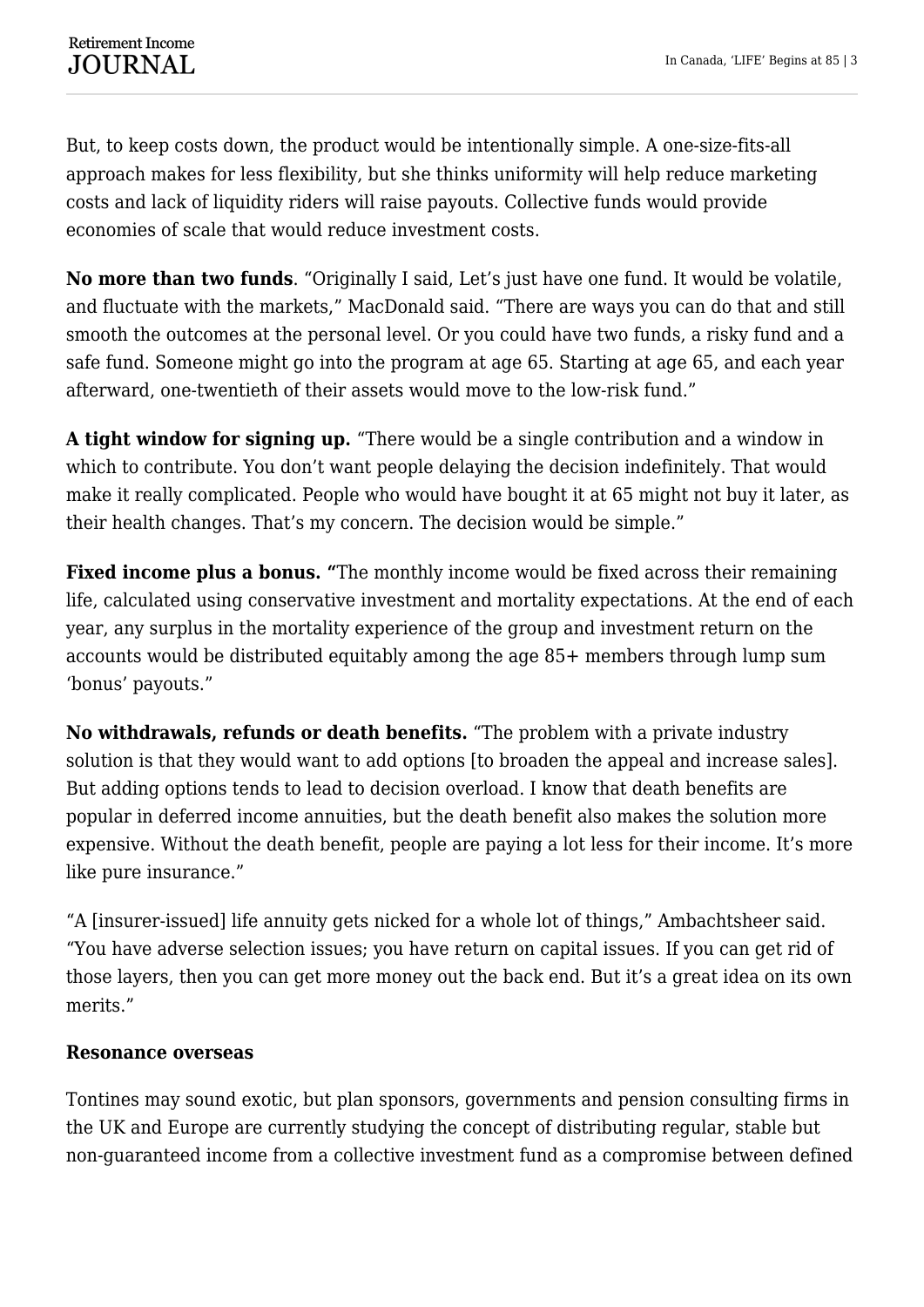But, to keep costs down, the product would be intentionally simple. A one-size-fits-all approach makes for less flexibility, but she thinks uniformity will help reduce marketing costs and lack of liquidity riders will raise payouts. Collective funds would provide economies of scale that would reduce investment costs.

**No more than two funds**. "Originally I said, Let's just have one fund. It would be volatile, and fluctuate with the markets," MacDonald said. "There are ways you can do that and still smooth the outcomes at the personal level. Or you could have two funds, a risky fund and a safe fund. Someone might go into the program at age 65. Starting at age 65, and each year afterward, one-twentieth of their assets would move to the low-risk fund."

**A tight window for signing up.** "There would be a single contribution and a window in which to contribute. You don't want people delaying the decision indefinitely. That would make it really complicated. People who would have bought it at 65 might not buy it later, as their health changes. That's my concern. The decision would be simple."

**Fixed income plus a bonus. "**The monthly income would be fixed across their remaining life, calculated using conservative investment and mortality expectations. At the end of each year, any surplus in the mortality experience of the group and investment return on the accounts would be distributed equitably among the age 85+ members through lump sum 'bonus' payouts."

**No withdrawals, refunds or death benefits.** "The problem with a private industry solution is that they would want to add options [to broaden the appeal and increase sales]. But adding options tends to lead to decision overload. I know that death benefits are popular in deferred income annuities, but the death benefit also makes the solution more expensive. Without the death benefit, people are paying a lot less for their income. It's more like pure insurance."

"A [insurer-issued] life annuity gets nicked for a whole lot of things," Ambachtsheer said. "You have adverse selection issues; you have return on capital issues. If you can get rid of those layers, then you can get more money out the back end. But it's a great idea on its own merits."

**Resonance overseas**

Tontines may sound exotic, but plan sponsors, governments and pension consulting firms in the UK and Europe are currently studying the concept of distributing regular, stable but non-guaranteed income from a collective investment fund as a compromise between defined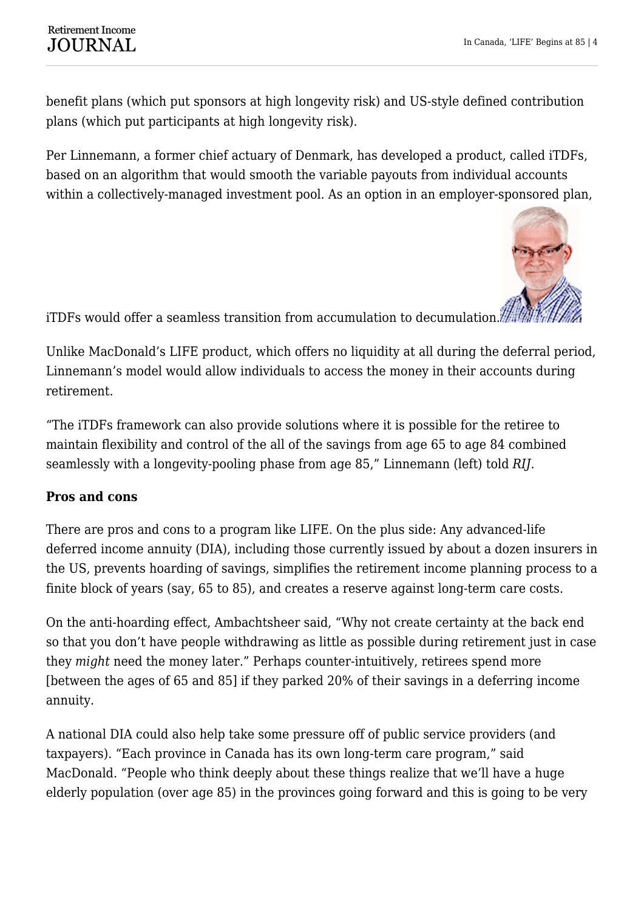benefit plans (which put sponsors at high longevity risk) and US-style defined contribution plans (which put participants at high longevity risk).

Per Linnemann, a former chief actuary of Denmark, has developed a product, called iTDFs, based on an algorithm that would smooth the variable payouts from individual accounts within a collectively-managed investment pool. As an option in an employer-sponsored plan, iTDFs would offer a seamless transition from accumulation to decumulation.

Unlike MacDonald's LIFE product, which offers no liquidity at all during the deferral period, Linnemann's model would allow individuals to access the money in their accounts during retirement.

"The iTDFs framework can also provide solutions where it is possible for the retiree to maintain flexibility and control of the all of the savings from age 65 to age 84 combined seamlessly with a longevity-pooling phase from age 85," Linnemann (left) told *RIJ*.

**Pros and cons**

There are pros and cons to a program like LIFE. On the plus side: Any advanced-life deferred income annuity (DIA), including those currently issued by about a dozen insurers in the US, prevents hoarding of savings, simplifies the retirement income planning process to a finite block of years (say, 65 to 85), and creates a reserve against long-term care costs.

On the anti-hoarding effect, Ambachtsheer said, "Why not create certainty at the back end so that you don't have people withdrawing as little as possible during retirement just in case they *might* need the money later." Perhaps counter-intuitively, retirees spend more [between the ages of 65 and 85] if they parked 20% of their savings in a deferring income annuity.

A national DIA could also help take some pressure off of public service providers (and taxpayers). "Each province in Canada has its own long-term care program," said MacDonald. "People who think deeply about these things realize that we'll have a huge elderly population (over age 85) in the provinces going forward and this is going to be very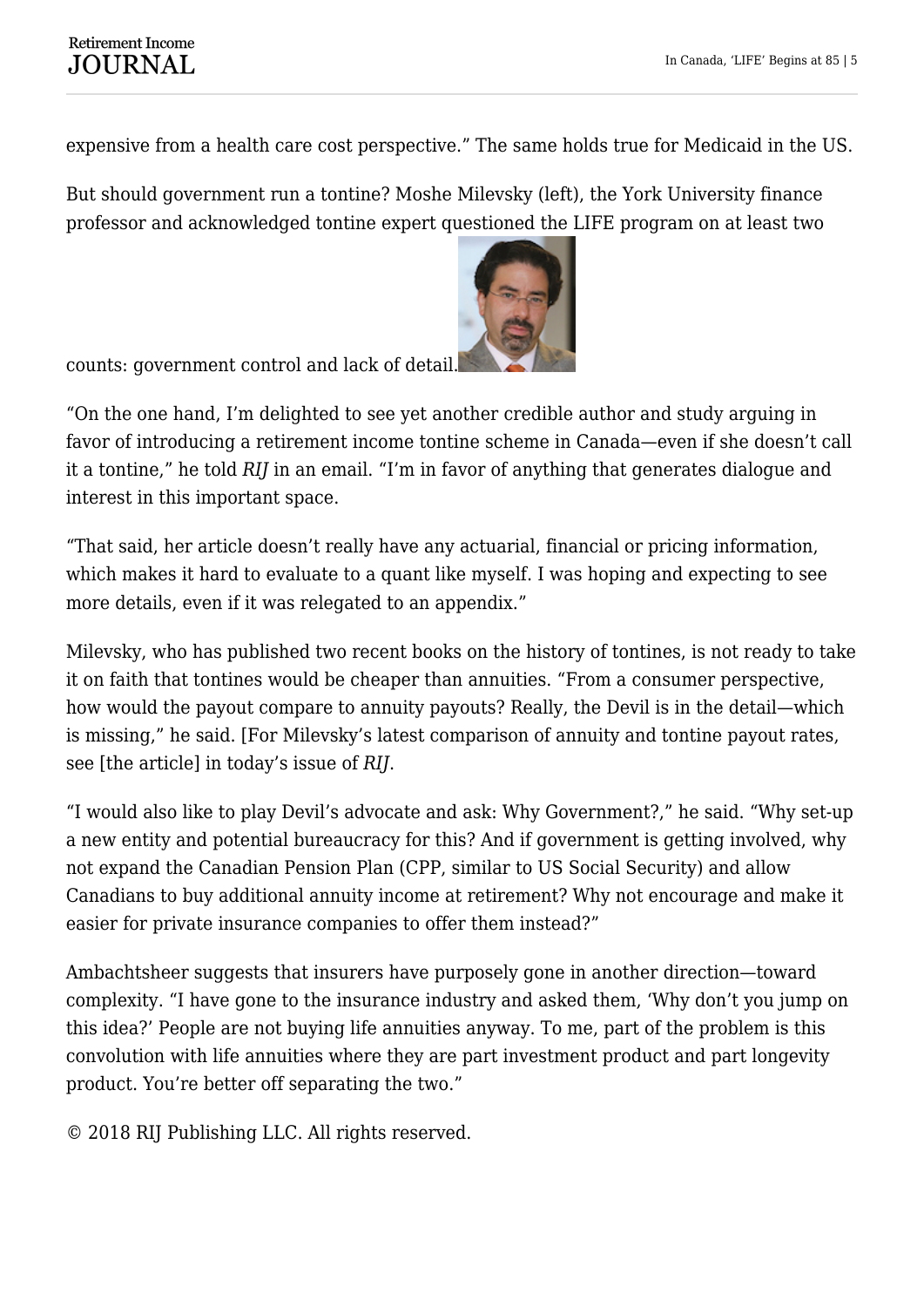expensive from a health care cost perspective." The same holds true for Medicaid in the US.

But should government run a tontine? Moshe Milevsky (left), the York University finance professor and acknowledged tontine expert questioned the LIFE program on at least two counts: government control and lack of detail.

"On the one hand, I'm delighted to see yet another credible author and study arguing in favor of introducing a retirement income tontine scheme in Canada—even if she doesn't call it a tontine," he told *RIJ* in an email. "I'm in favor of anything that generates dialogue and interest in this important space.

"That said, her article doesn't really have any actuarial, financial or pricing information, which makes it hard to evaluate to a quant like myself. I was hoping and expecting to see more details, even if it was relegated to an appendix."

Milevsky, who has published two recent books on the history of tontines, is not ready to take it on faith that tontines would be cheaper than annuities. "From a consumer perspective, how would the payout compare to annuity payouts? Really, the Devil is in the detail—which is missing," he said. [For Milevsky's latest comparison of annuity and tontine payout rates, see [the article] in today's issue of *RIJ*.

"I would also like to play Devil's advocate and ask: Why Government?," he said. "Why set-up a new entity and potential bureaucracy for this? And if government is getting involved, why not expand the Canadian Pension Plan (CPP, similar to US Social Security) and allow Canadians to buy additional annuity income at retirement? Why not encourage and make it easier for private insurance companies to offer them instead?"

Ambachtsheer suggests that insurers have purposely gone in another direction—toward complexity. "I have gone to the insurance industry and asked them, 'Why don't you jump on this idea?' People are not buying life annuities anyway. To me, part of the problem is this convolution with life annuities where they are part investment product and part longevity product. You're better off separating the two."

© 2018 RIJ Publishing LLC. All rights reserved.